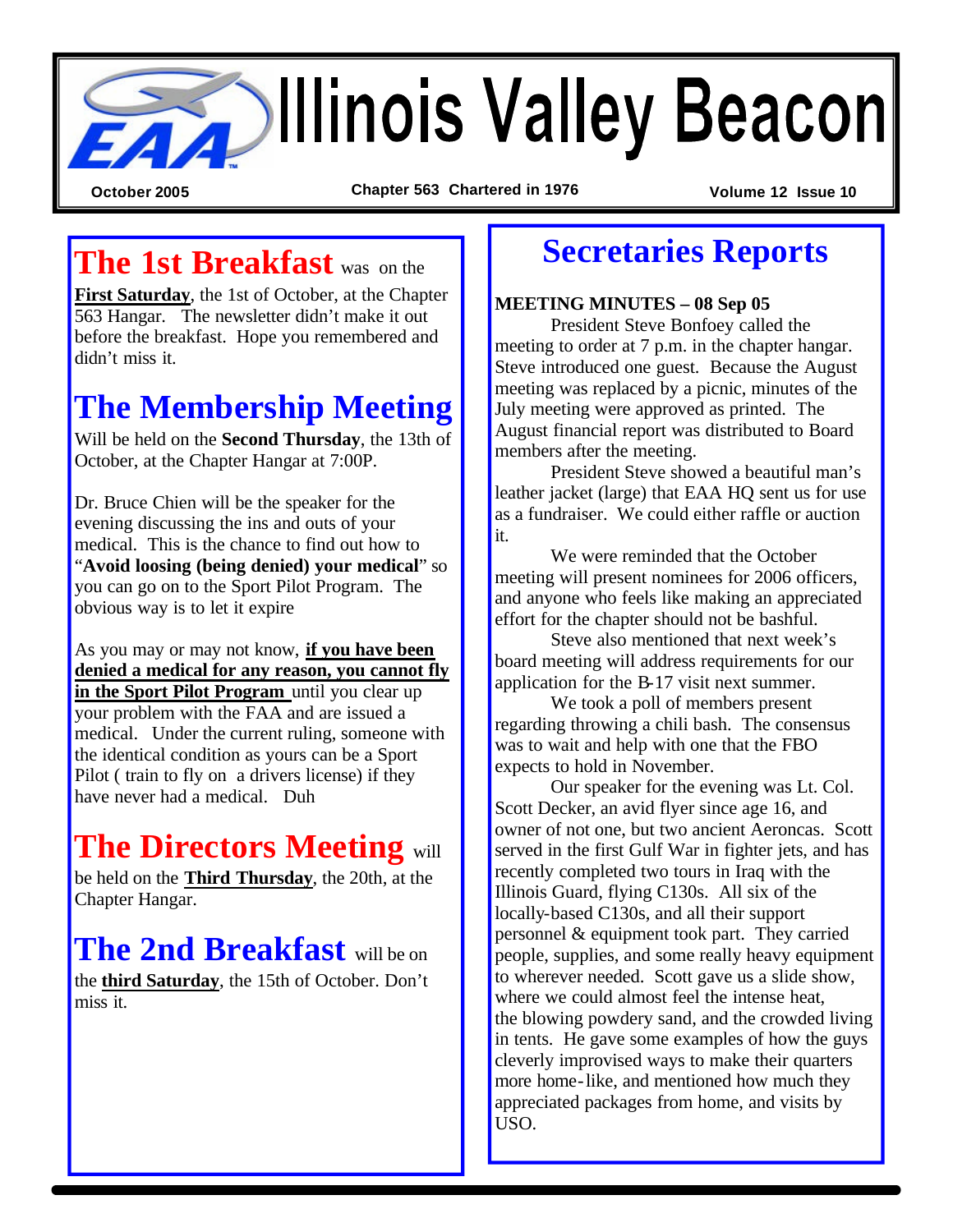# Illinois Valley Beacon

October 2005 | Chapter 563 Chartered in 1976 | Volume 12 Issue 10

## The 1st Breakfast was on the

**First Saturday**, the 1st of October, at the Chapter 563 Hangar. The newsletter didn't make it out before the breakfast. Hope you remembered and didn't miss it.

## The Membership Meeting

Will be held on the **Second Thursday**, the 13th of October, at the Chapter Hangar at 7:00P.

Dr. Bruce Chien will be the speaker for the evening discussing the ins and outs of your medical. This is the chance to find out how to "**Avoid loosing (being denied) your medical**" so you can go on to the Sport Pilot Program. The obvious way is to let it expire

As you may or may not know, **if you have been denied a medical for any reason, you cannot fly in the Sport Pilot Program** until you clear up your problem with the FAA and are issued a medical. Under the current ruling, someone with the identical condition as yours can be a Sport Pilot ( train to fly on a drivers license) if they have never had a medical. Duh

## The Directors Meeting will

be held on the **Third Thursday**, the 20th, at the Chapter Hangar.

## The 2nd Breakfast will be on

the **third Saturday**, the 15th of October. Don't miss it.

## Secretaries Reports

**MEETING MINUTES – 08 Sep 05**

President Steve Bonfoey called the meeting to order at 7 p.m. in the chapter hangar. Steve introduced one guest. Because the August meeting was replaced by a picnic, minutes of the July meeting were approved as printed. The August financial report was distributed to Board members after the meeting.

President Steve showed a beautiful man's leather jacket (large) that EAA HQ sent us for use as a fundraiser. We could either raffle or auction it.

We were reminded that the October meeting will present nominees for 2006 officers, and anyone who feels like making an appreciated effort for the chapter should not be bashful.

Steve also mentioned that next week's board meeting will address requirements for our application for the B-17 visit next summer.

We took a poll of members present regarding throwing a chili bash. The consensus was to wait and help with one that the FBO expects to hold in November.

Our speaker for the evening was Lt. Col. Scott Decker, an avid flyer since age 16, and owner of not one, but two ancient Aeroncas. Scott served in the first Gulf War in fighter jets, and has recently completed two tours in Iraq with the Illinois Guard, flying C130s. All six of the locally-based C130s, and all their support personnel & equipment took part. They carried people, supplies, and some really heavy equipment to wherever needed. Scott gave us a slide show, where we could almost feel the intense heat, the blowing powdery sand, and the crowded living in tents. He gave some examples of how the guys cleverly improvised ways to make their quarters more home-like, and mentioned how much they appreciated packages from home, and visits by USO.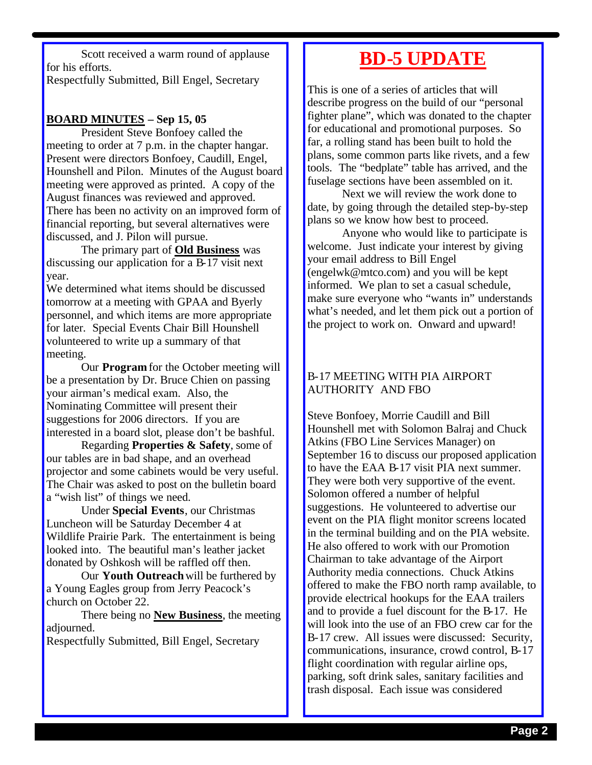Scott received a warm round of applause for his efforts.

Respectfully Submitted, Bill Engel, Secretary

**BOARD MINUTES – Sep 15, 05**

President Steve Bonfoey called the meeting to order at 7 p.m. in the chapter hangar. Present were directors Bonfoey, Caudill, Engel, Hounshell and Pilon. Minutes of the August board meeting were approved as printed. A copy of the August finances was reviewed and approved. There has been no activity on an improved form of financial reporting, but several alternatives were discussed, and J. Pilon will pursue.

The primary part of **Old Business** was discussing our application for a B-17 visit next year.

We determined what items should be discussed tomorrow at a meeting with GPAA and Byerly personnel, and which items are more appropriate for later. Special Events Chair Bill Hounshell volunteered to write up a summary of that meeting.

Our **Program** for the October meeting will be a presentation by Dr. Bruce Chien on passing your airman's medical exam. Also, the Nominating Committee will present their suggestions for 2006 directors. If you are interested in a board slot, please don't be bashful.

Regarding **Properties & Safety**, some of our tables are in bad shape, and an overhead projector and some cabinets would be very useful. The Chair was asked to post on the bulletin board a "wish list" of things we need.

Under **Special Events**, our Christmas Luncheon will be Saturday December 4 at Wildlife Prairie Park. The entertainment is being looked into. The beautiful man's leather jacket donated by Oshkosh will be raffled off then.

Our **Youth Outreach** will be furthered by a Young Eagles group from Jerry Peacock's church on October 22.

There being no **New Business**, the meeting adjourned.

Respectfully Submitted, Bill Engel, Secretary

# BD-5 UPDATE

This is one of a series of articles that will describe progress on the build of our "personal fighter plane", which was donated to the chapter for educational and promotional purposes. So far, a rolling stand has been built to hold the plans, some common parts like rivets, and a few tools. The "bedplate" table has arrived, and the fuselage sections have been assembled on it.

Next we will review the work done to date, by going through the detailed step-by-step plans so we know how best to proceed.

Anyone who would like to participate is welcome. Just indicate your interest by giving your email address to Bill Engel (engelwk@mtco.com) and you will be kept informed. We plan to set a casual schedule, make sure everyone who "wants in" understands what's needed, and let them pick out a portion of the project to work on. Onward and upward!

B-17 MEETING WITH PIA AIRPORT AUTHORITY AND FBO

Steve Bonfoey, Morrie Caudill and Bill Hounshell met with Solomon Balraj and Chuck Atkins (FBO Line Services Manager) on September 16 to discuss our proposed application to have the EAA B-17 visit PIA next summer. They were both very supportive of the event. Solomon offered a number of helpful suggestions. He volunteered to advertise our event on the PIA flight monitor screens located in the terminal building and on the PIA website. He also offered to work with our Promotion Chairman to take advantage of the Airport Authority media connections. Chuck Atkins offered to make the FBO north ramp available, to provide electrical hookups for the EAA trailers and to provide a fuel discount for the B-17. He will look into the use of an FBO crew car for the B-17 crew. All issues were discussed: Security, communications, insurance, crowd control, B-17 flight coordination with regular airline ops, parking, soft drink sales, sanitary facilities and trash disposal. Each issue was considered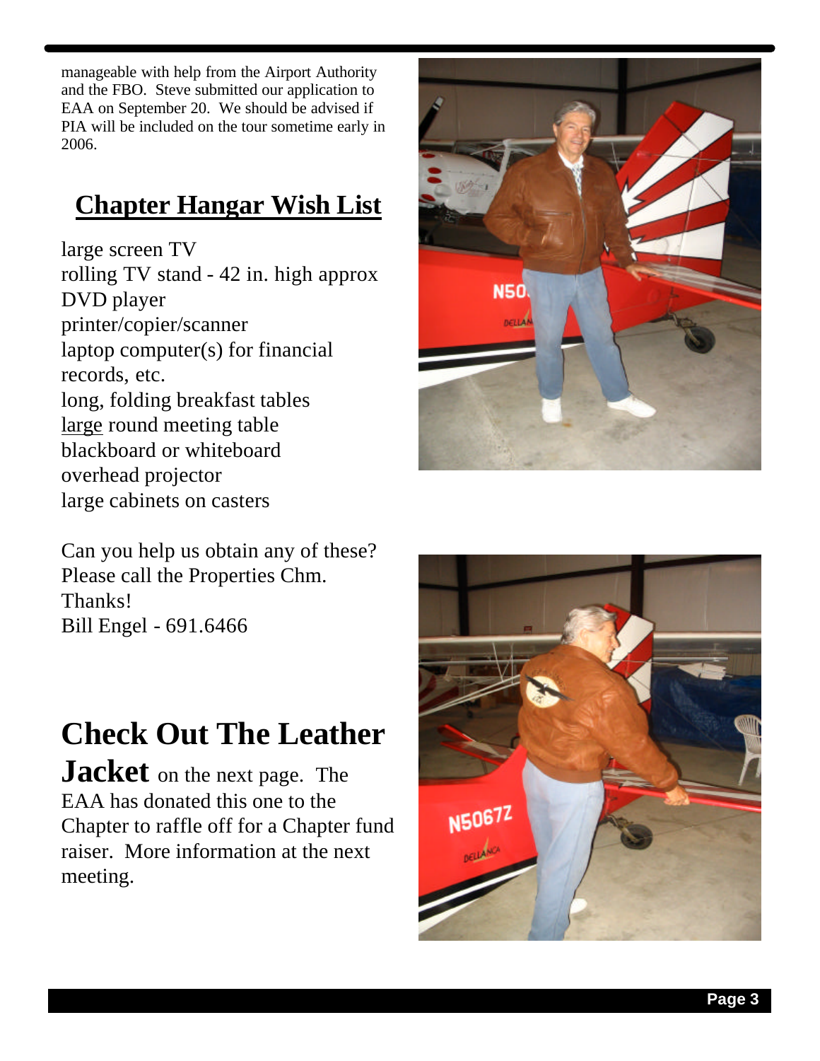manageable with help from the Airport Authority and the FBO. Steve submitted our application to EAA on September 20. We should be advised if PIA will be included on the tour sometime early in 2006.

## Chapter Hangar Wish List

large screen TV
rolling TV stand - 42 in. high approx
DVD player
printer/copier/scanner
laptop computer(s) for financial records, etc.
long, folding breakfast tables
large round meeting table
blackboard or whiteboard
overhead projector
large cabinets on casters

Can you help us obtain any of these? Please call the Properties Chm. Thanks!
Bill Engel - 691.6466

## Check Out The Leather Jacket

on the next page. The EAA has donated this one to the Chapter to raffle off for a Chapter fund raiser. More information at the next meeting.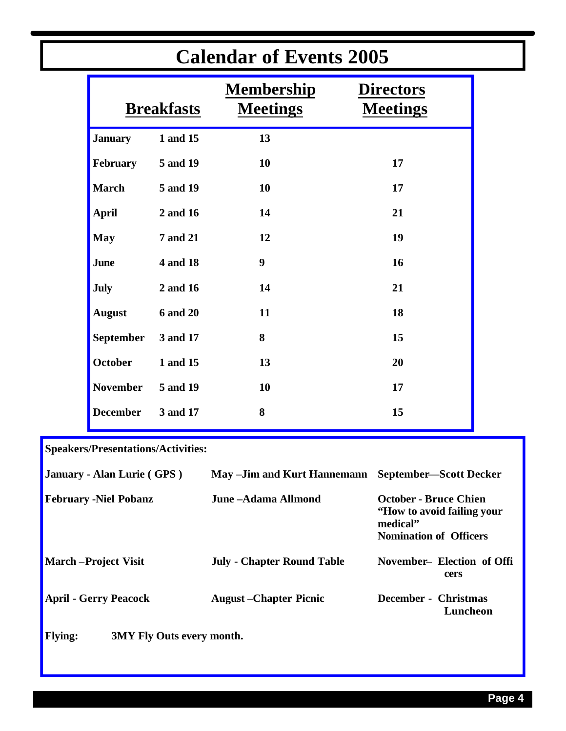# Calendar of Events 2005

| Breakfasts | | Membership Meetings | Directors Meetings |
|---|---|---|---|
| **January** | **1 and 15** | **13** | |
| **February** | **5 and 19** | **10** | **17** |
| **March** | **5 and 19** | **10** | **17** |
| **April** | **2 and 16** | **14** | **21** |
| **May** | **7 and 21** | **12** | **19** |
| **June** | **4 and 18** | **9** | **16** |
| **July** | **2 and 16** | **14** | **21** |
| **August** | **6 and 20** | **11** | **18** |
| **September** | **3 and 17** | **8** | **15** |
| **October** | **1 and 15** | **13** | **20** |
| **November** | **5 and 19** | **10** | **17** |
| **December** | **3 and 17** | **8** | **15** |

**Speakers/Presentations/Activities:**

**January - Alan Lurie ( GPS )**

**February -Niel Pobanz**

**March –Project Visit**

**April - Gerry Peacock**

**May –Jim and Kurt Hannemann**

**June –Adama Allmond**

**July - Chapter Round Table**

**August –Chapter Picnic**

**September—Scott Decker**

**October - Bruce Chien "How to avoid failing your medical" Nomination of Officers**

**November– Election of Officers**

**December - Christmas Luncheon**

**Flying:** **3MY Fly Outs every month.**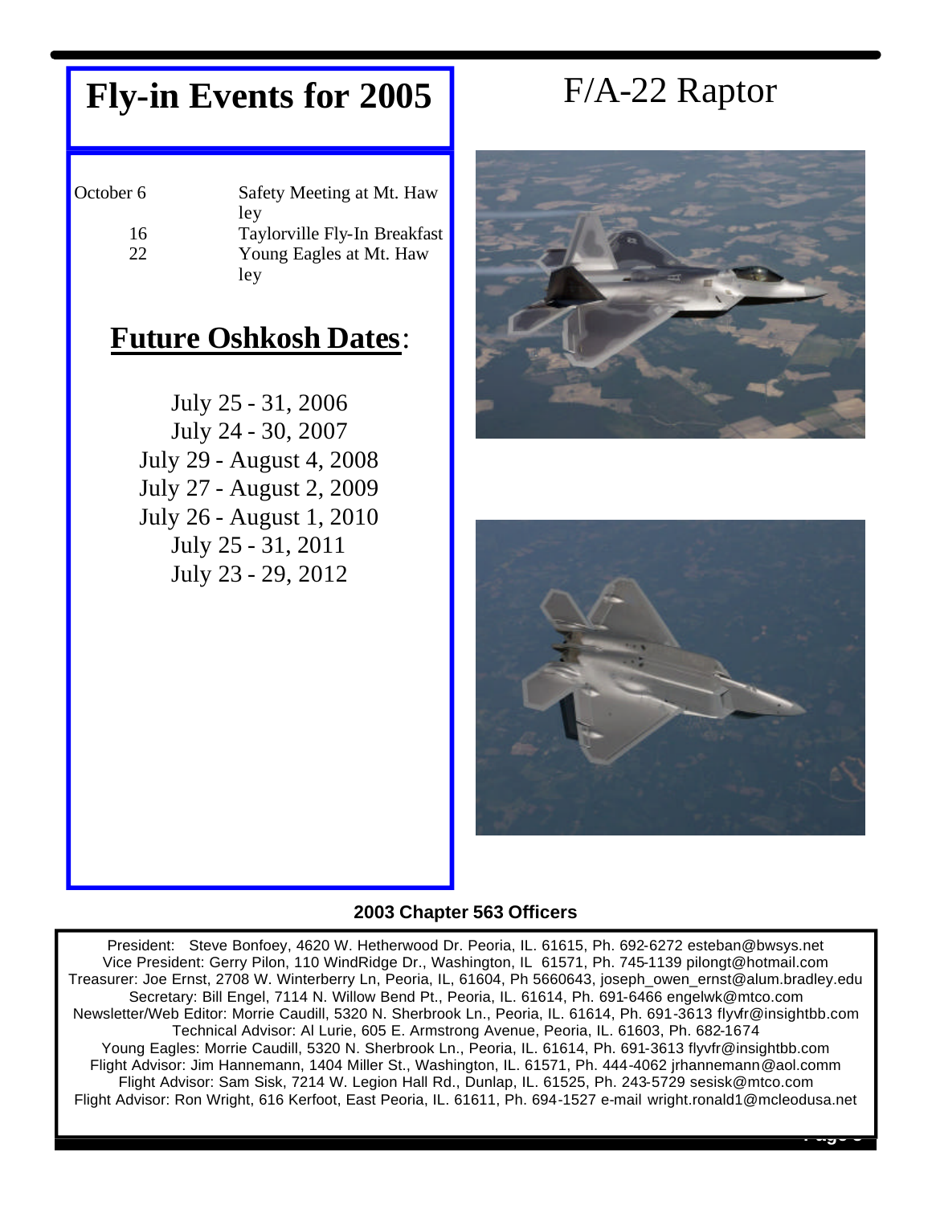# Fly-in Events for 2005

| | |
|---|---|
| October 6 | Safety Meeting at Mt. Hawley |
| 16 | Taylorville Fly-In Breakfast |
| 22 | Young Eagles at Mt. Hawley |

## Future Oshkosh Dates:

July 25 - 31, 2006
July 24 - 30, 2007
July 29 - August 4, 2008
July 27 - August 2, 2009
July 26 - August 1, 2010
July 25 - 31, 2011
July 23 - 29, 2012

# F/A-22 Raptor

**2003 Chapter 563 Officers**

President: Steve Bonfoey, 4620 W. Hetherwood Dr. Peoria, IL. 61615, Ph. 692-6272 esteban@bwsys.net
Vice President: Gerry Pilon, 110 WindRidge Dr., Washington, IL 61571, Ph. 745-1139 pilongt@hotmail.com
Treasurer: Joe Ernst, 2708 W. Winterberry Ln, Peoria, IL, 61604, Ph 5660643, joseph_owen_ernst@alum.bradley.edu
Secretary: Bill Engel, 7114 N. Willow Bend Pt., Peoria, IL. 61614, Ph. 691-6466 engelwk@mtco.com
Newsletter/Web Editor: Morrie Caudill, 5320 N. Sherbrook Ln., Peoria, IL. 61614, Ph. 691-3613 flyvfr@insightbb.com
Technical Advisor: Al Lurie, 605 E. Armstrong Avenue, Peoria, IL. 61603, Ph. 682-1674
Young Eagles: Morrie Caudill, 5320 N. Sherbrook Ln., Peoria, IL. 61614, Ph. 691-3613 flyvfr@insightbb.com
Flight Advisor: Jim Hannemann, 1404 Miller St., Washington, IL. 61571, Ph. 444-4062 jrhannemann@aol.comm
Flight Advisor: Sam Sisk, 7214 W. Legion Hall Rd., Dunlap, IL. 61525, Ph. 243-5729 sesisk@mtco.com
Flight Advisor: Ron Wright, 616 Kerfoot, East Peoria, IL. 61611, Ph. 694-1527 e-mail wright.ronald1@mcleodusa.net